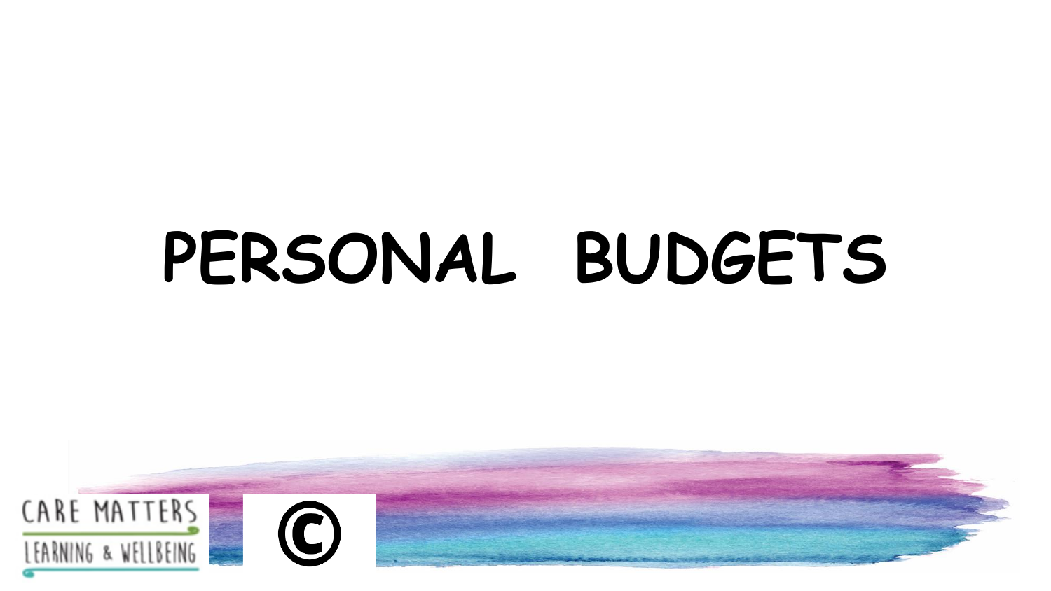# PERSONAL BUDGETS

CARE MATTERS
LEARNING & WELLBEING

©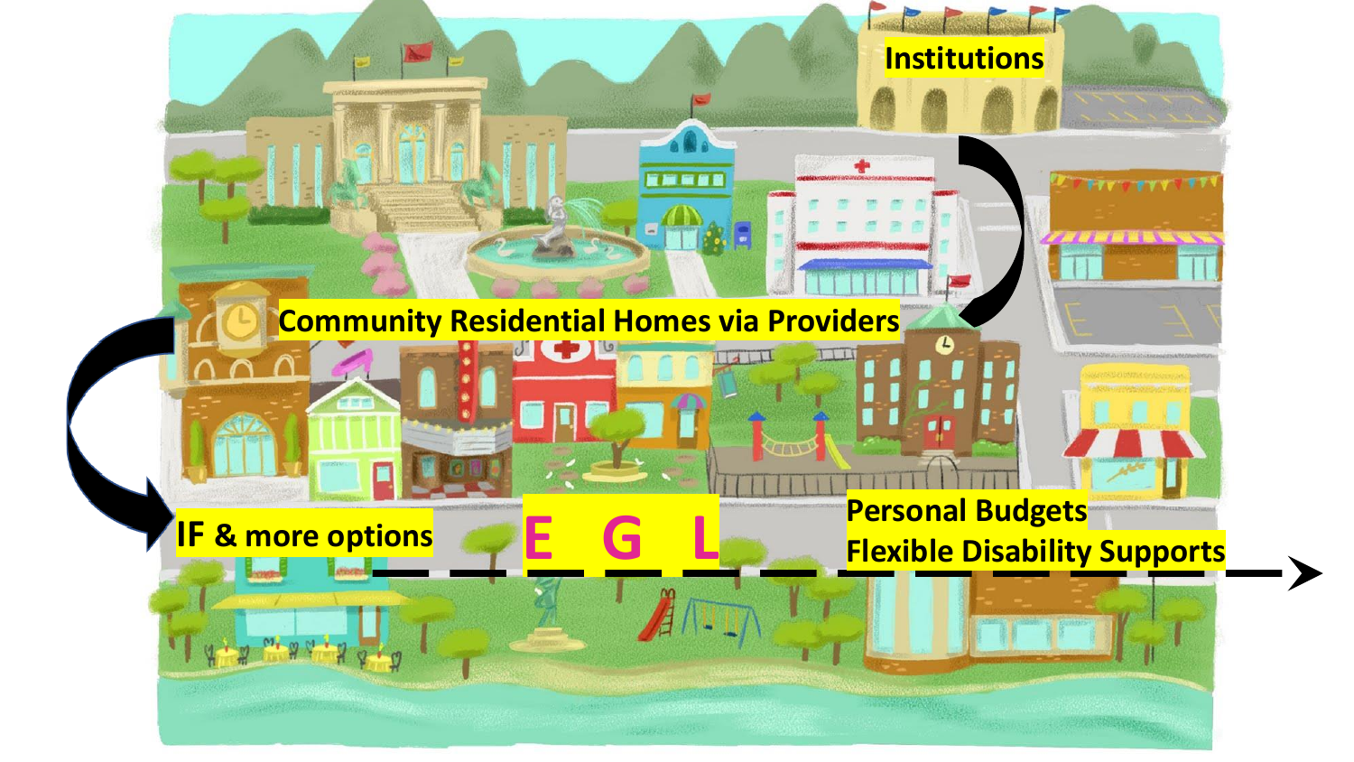Institutions

Community Residential Homes via Providers

IF & more options

E G L

Personal Budgets

Flexible Disability Supports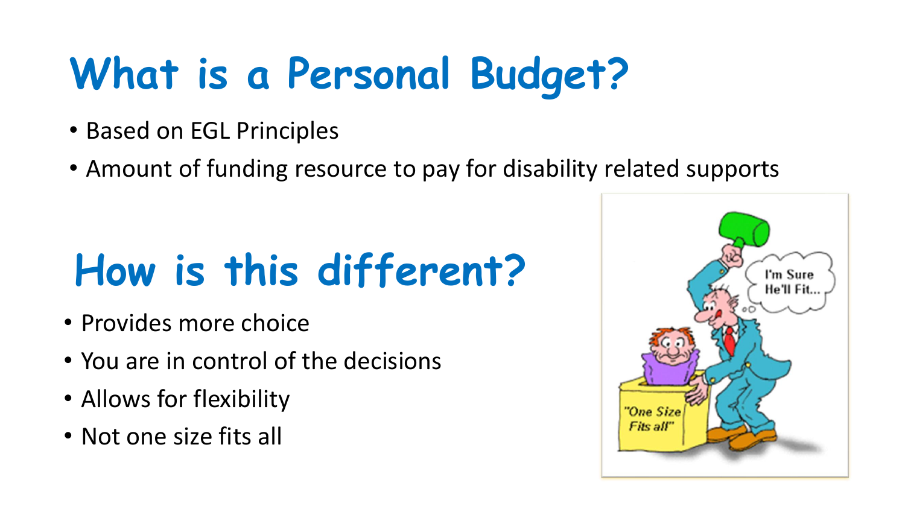# What is a Personal Budget?

- Based on EGL Principles
- Amount of funding resource to pay for disability related supports

# How is this different?

- Provides more choice
- You are in control of the decisions
- Allows for flexibility
- Not one size fits all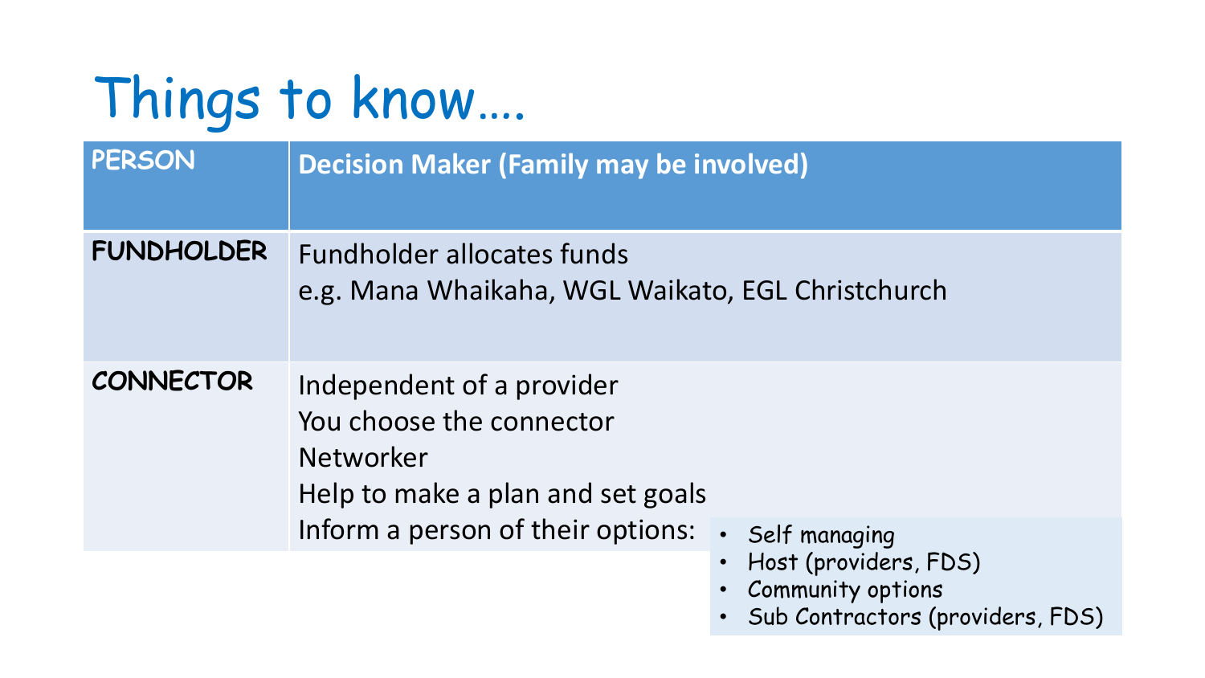# Things to know….

| PERSON | Decision Maker (Family may be involved) |
| --- | --- |
| **FUNDHOLDER** | Fundholder allocates funds<br>e.g. Mana Whaikaha, WGL Waikato, EGL Christchurch |
| **CONNECTOR** | Independent of a provider<br>You choose the connector<br>Networker<br>Help to make a plan and set goals<br>Inform a person of their options:<br>• Self managing<br>• Host (providers, FDS)<br>• Community options<br>• Sub Contractors (providers, FDS) |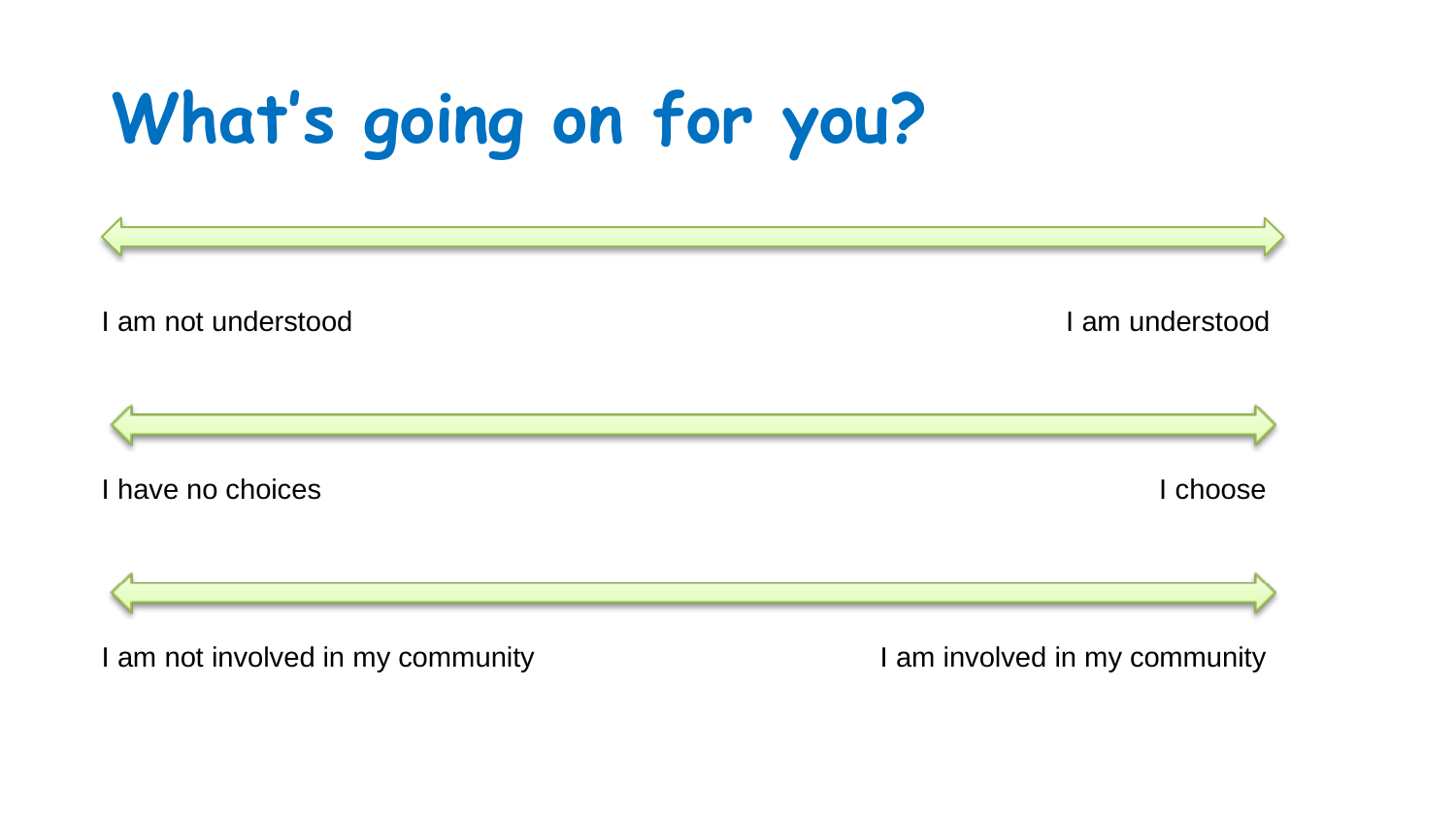# What's going on for you?

I am not understood — I am understood

I have no choices — I choose

I am not involved in my community — I am involved in my community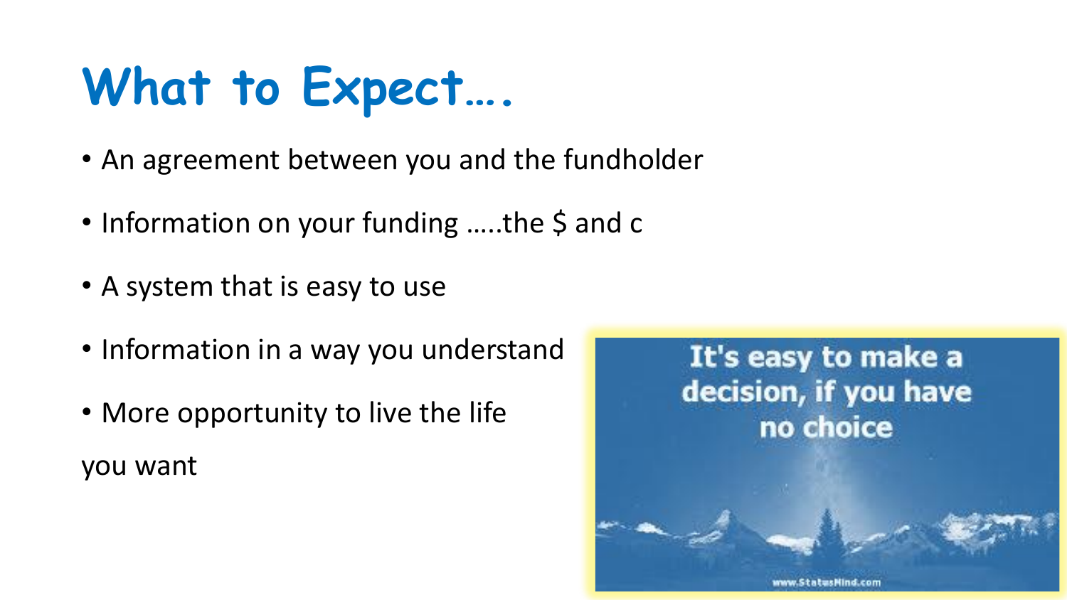# What to Expect….

- An agreement between you and the fundholder
- Information on your funding …..the $ and c
- A system that is easy to use
- Information in a way you understand
- More opportunity to live the life

you want

It's easy to make a decision, if you have no choice

www.StatusMind.com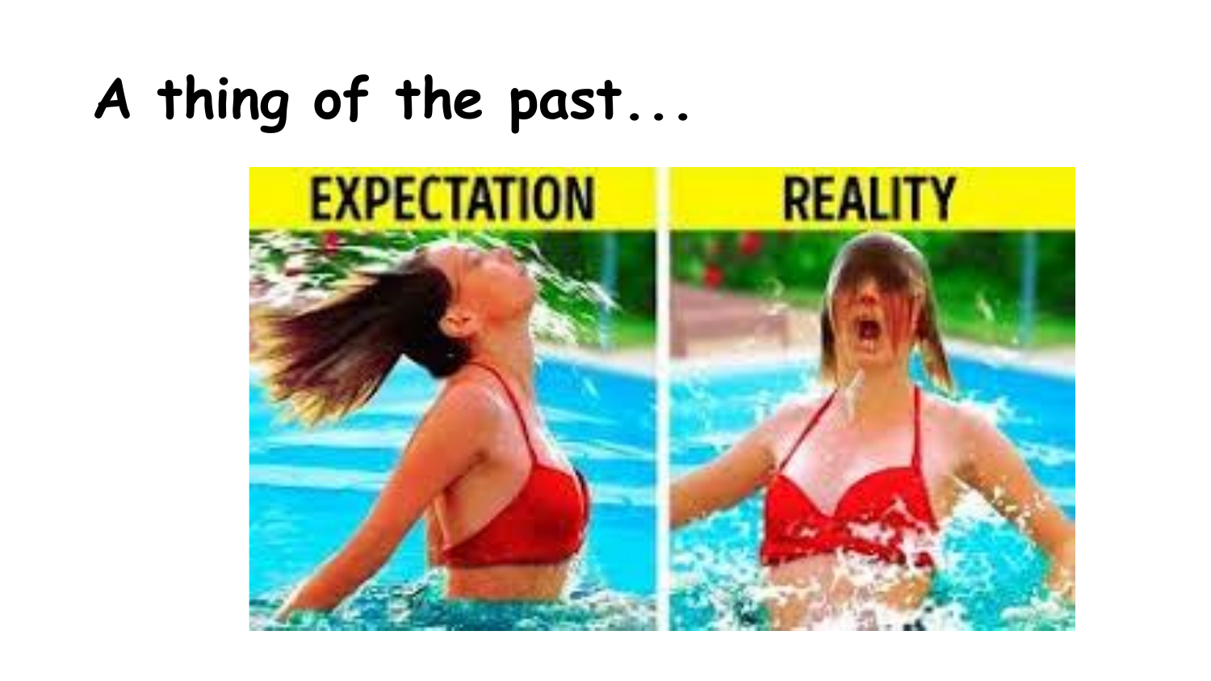# A thing of the past...